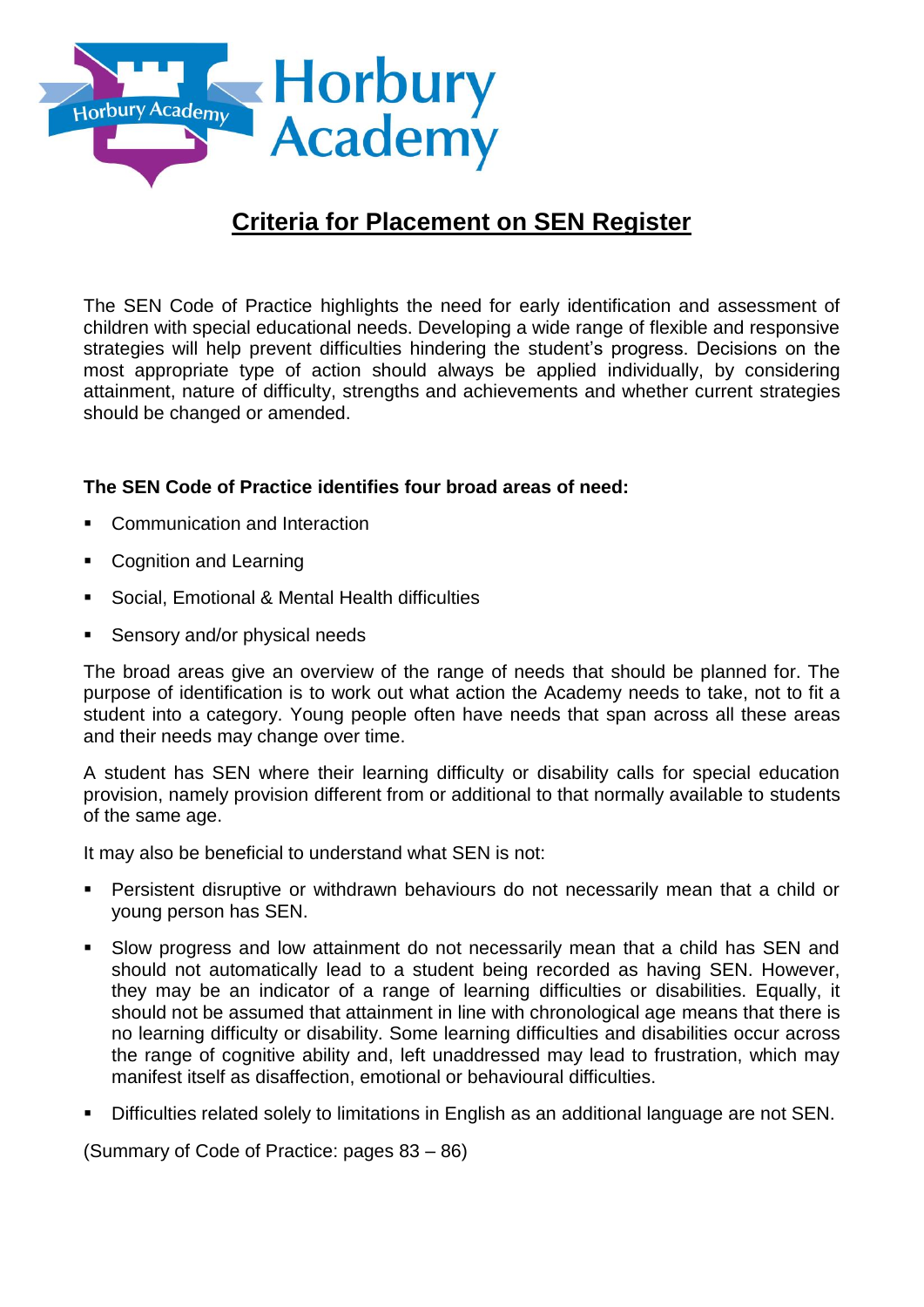# Horbury Academy

## Criteria for Placement on SEN Register

The SEN Code of Practice highlights the need for early identification and assessment of children with special educational needs. Developing a wide range of flexible and responsive strategies will help prevent difficulties hindering the student's progress. Decisions on the most appropriate type of action should always be applied individually, by considering attainment, nature of difficulty, strengths and achievements and whether current strategies should be changed or amended.

**The SEN Code of Practice identifies four broad areas of need:**

- Communication and Interaction
- Cognition and Learning
- Social, Emotional & Mental Health difficulties
- Sensory and/or physical needs

The broad areas give an overview of the range of needs that should be planned for. The purpose of identification is to work out what action the Academy needs to take, not to fit a student into a category. Young people often have needs that span across all these areas and their needs may change over time.

A student has SEN where their learning difficulty or disability calls for special education provision, namely provision different from or additional to that normally available to students of the same age.

It may also be beneficial to understand what SEN is not:

- Persistent disruptive or withdrawn behaviours do not necessarily mean that a child or young person has SEN.
- Slow progress and low attainment do not necessarily mean that a child has SEN and should not automatically lead to a student being recorded as having SEN. However, they may be an indicator of a range of learning difficulties or disabilities. Equally, it should not be assumed that attainment in line with chronological age means that there is no learning difficulty or disability. Some learning difficulties and disabilities occur across the range of cognitive ability and, left unaddressed may lead to frustration, which may manifest itself as disaffection, emotional or behavioural difficulties.
- Difficulties related solely to limitations in English as an additional language are not SEN.

(Summary of Code of Practice: pages 83 – 86)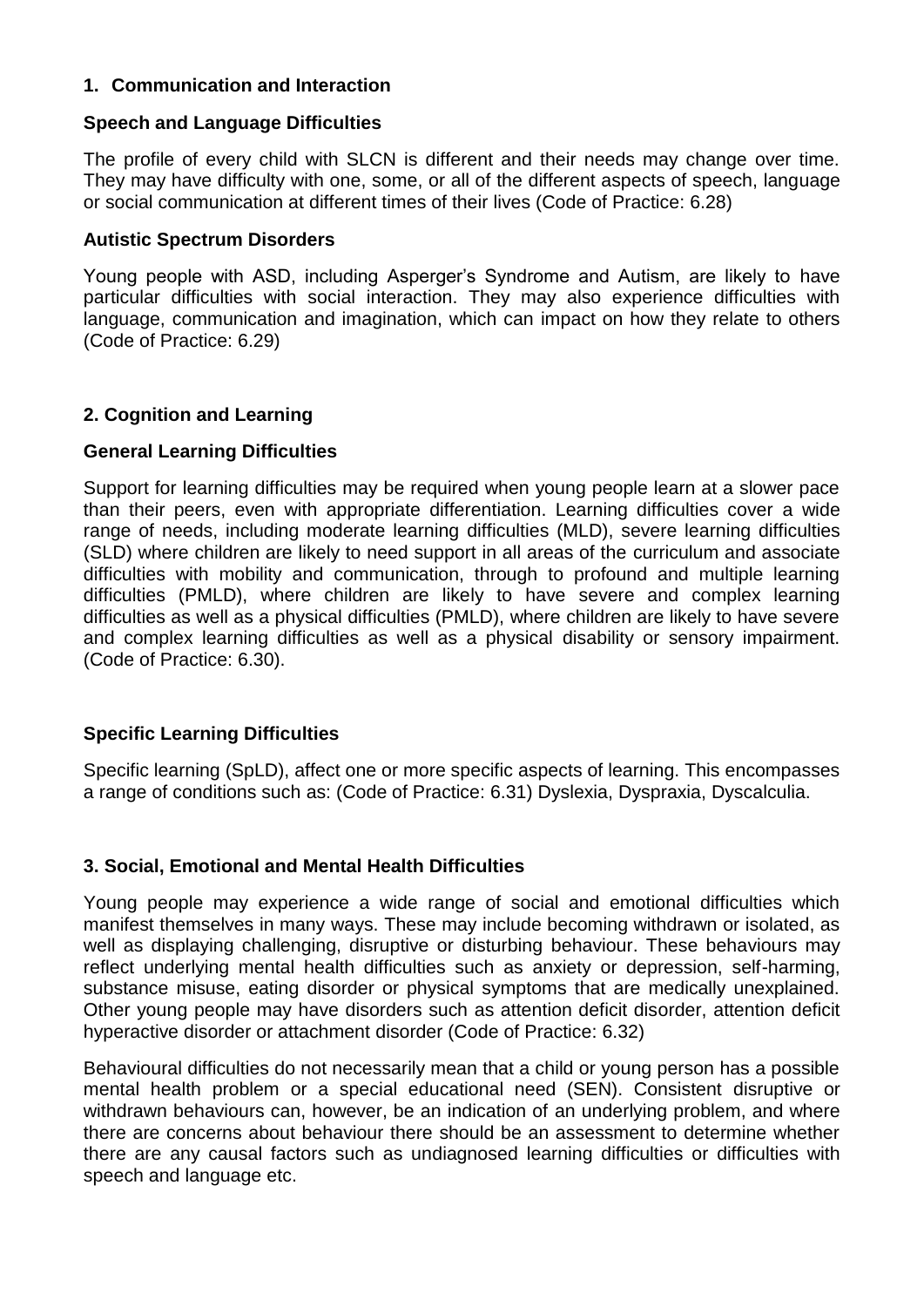## 1. Communication and Interaction

### Speech and Language Difficulties

The profile of every child with SLCN is different and their needs may change over time. They may have difficulty with one, some, or all of the different aspects of speech, language or social communication at different times of their lives (Code of Practice: 6.28)

### Autistic Spectrum Disorders

Young people with ASD, including Asperger's Syndrome and Autism, are likely to have particular difficulties with social interaction. They may also experience difficulties with language, communication and imagination, which can impact on how they relate to others (Code of Practice: 6.29)

## 2. Cognition and Learning

### General Learning Difficulties

Support for learning difficulties may be required when young people learn at a slower pace than their peers, even with appropriate differentiation. Learning difficulties cover a wide range of needs, including moderate learning difficulties (MLD), severe learning difficulties (SLD) where children are likely to need support in all areas of the curriculum and associate difficulties with mobility and communication, through to profound and multiple learning difficulties (PMLD), where children are likely to have severe and complex learning difficulties as well as a physical difficulties (PMLD), where children are likely to have severe and complex learning difficulties as well as a physical disability or sensory impairment. (Code of Practice: 6.30).

### Specific Learning Difficulties

Specific learning (SpLD), affect one or more specific aspects of learning. This encompasses a range of conditions such as: (Code of Practice: 6.31) Dyslexia, Dyspraxia, Dyscalculia.

## 3. Social, Emotional and Mental Health Difficulties

Young people may experience a wide range of social and emotional difficulties which manifest themselves in many ways. These may include becoming withdrawn or isolated, as well as displaying challenging, disruptive or disturbing behaviour. These behaviours may reflect underlying mental health difficulties such as anxiety or depression, self-harming, substance misuse, eating disorder or physical symptoms that are medically unexplained. Other young people may have disorders such as attention deficit disorder, attention deficit hyperactive disorder or attachment disorder (Code of Practice: 6.32)

Behavioural difficulties do not necessarily mean that a child or young person has a possible mental health problem or a special educational need (SEN). Consistent disruptive or withdrawn behaviours can, however, be an indication of an underlying problem, and where there are concerns about behaviour there should be an assessment to determine whether there are any causal factors such as undiagnosed learning difficulties or difficulties with speech and language etc.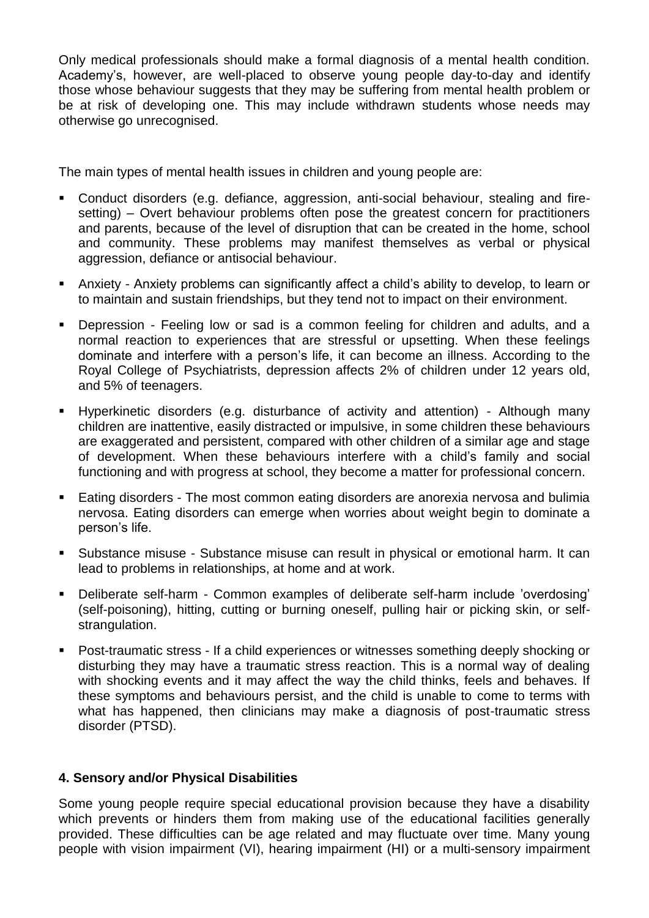Only medical professionals should make a formal diagnosis of a mental health condition. Academy's, however, are well-placed to observe young people day-to-day and identify those whose behaviour suggests that they may be suffering from mental health problem or be at risk of developing one. This may include withdrawn students whose needs may otherwise go unrecognised.

The main types of mental health issues in children and young people are:

- Conduct disorders (e.g. defiance, aggression, anti-social behaviour, stealing and fire-setting) – Overt behaviour problems often pose the greatest concern for practitioners and parents, because of the level of disruption that can be created in the home, school and community. These problems may manifest themselves as verbal or physical aggression, defiance or antisocial behaviour.
- Anxiety - Anxiety problems can significantly affect a child's ability to develop, to learn or to maintain and sustain friendships, but they tend not to impact on their environment.
- Depression - Feeling low or sad is a common feeling for children and adults, and a normal reaction to experiences that are stressful or upsetting. When these feelings dominate and interfere with a person's life, it can become an illness. According to the Royal College of Psychiatrists, depression affects 2% of children under 12 years old, and 5% of teenagers.
- Hyperkinetic disorders (e.g. disturbance of activity and attention) - Although many children are inattentive, easily distracted or impulsive, in some children these behaviours are exaggerated and persistent, compared with other children of a similar age and stage of development. When these behaviours interfere with a child's family and social functioning and with progress at school, they become a matter for professional concern.
- Eating disorders - The most common eating disorders are anorexia nervosa and bulimia nervosa. Eating disorders can emerge when worries about weight begin to dominate a person's life.
- Substance misuse - Substance misuse can result in physical or emotional harm. It can lead to problems in relationships, at home and at work.
- Deliberate self-harm - Common examples of deliberate self-harm include 'overdosing' (self-poisoning), hitting, cutting or burning oneself, pulling hair or picking skin, or self-strangulation.
- Post-traumatic stress - If a child experiences or witnesses something deeply shocking or disturbing they may have a traumatic stress reaction. This is a normal way of dealing with shocking events and it may affect the way the child thinks, feels and behaves. If these symptoms and behaviours persist, and the child is unable to come to terms with what has happened, then clinicians may make a diagnosis of post-traumatic stress disorder (PTSD).

### 4. Sensory and/or Physical Disabilities

Some young people require special educational provision because they have a disability which prevents or hinders them from making use of the educational facilities generally provided. These difficulties can be age related and may fluctuate over time. Many young people with vision impairment (VI), hearing impairment (HI) or a multi-sensory impairment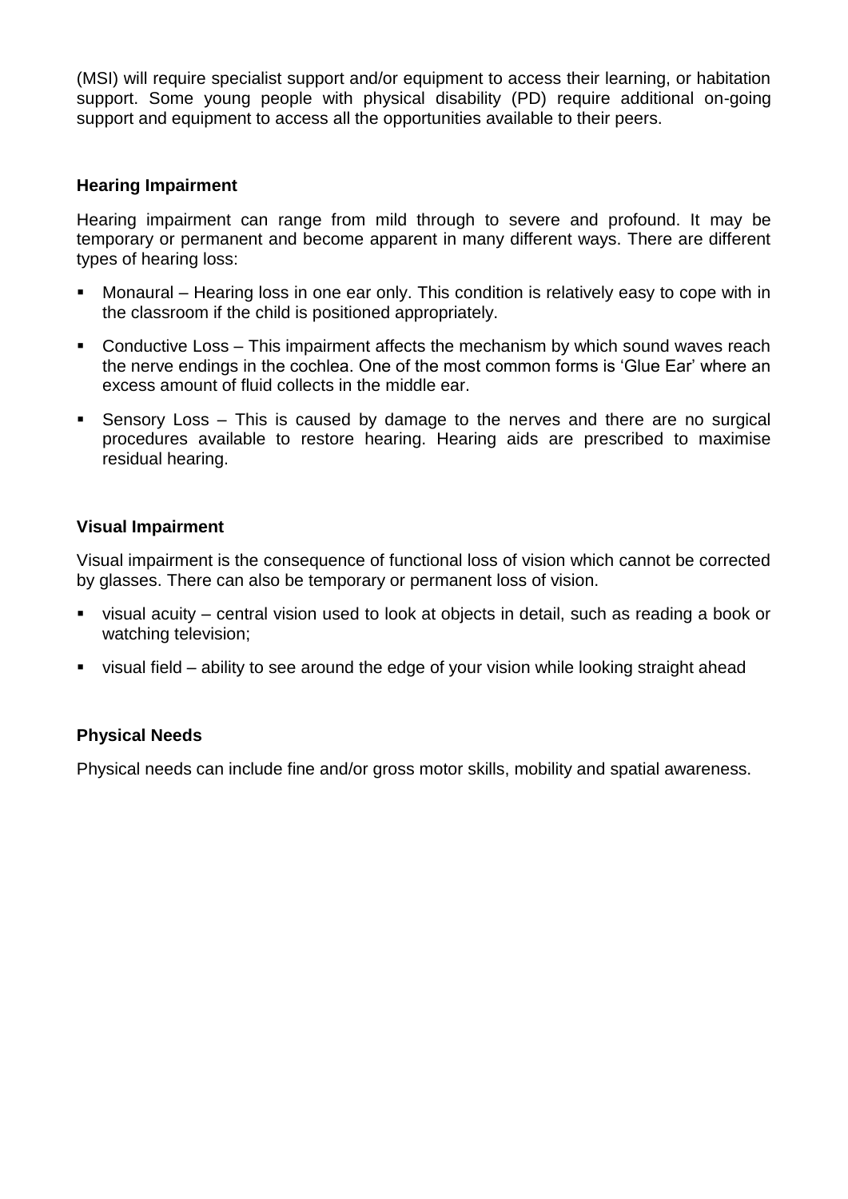(MSI) will require specialist support and/or equipment to access their learning, or habitation support. Some young people with physical disability (PD) require additional on-going support and equipment to access all the opportunities available to their peers.

**Hearing Impairment**

Hearing impairment can range from mild through to severe and profound. It may be temporary or permanent and become apparent in many different ways. There are different types of hearing loss:

- Monaural – Hearing loss in one ear only. This condition is relatively easy to cope with in the classroom if the child is positioned appropriately.
- Conductive Loss – This impairment affects the mechanism by which sound waves reach the nerve endings in the cochlea. One of the most common forms is 'Glue Ear' where an excess amount of fluid collects in the middle ear.
- Sensory Loss – This is caused by damage to the nerves and there are no surgical procedures available to restore hearing. Hearing aids are prescribed to maximise residual hearing.

**Visual Impairment**

Visual impairment is the consequence of functional loss of vision which cannot be corrected by glasses. There can also be temporary or permanent loss of vision.

- visual acuity – central vision used to look at objects in detail, such as reading a book or watching television;
- visual field – ability to see around the edge of your vision while looking straight ahead

**Physical Needs**

Physical needs can include fine and/or gross motor skills, mobility and spatial awareness.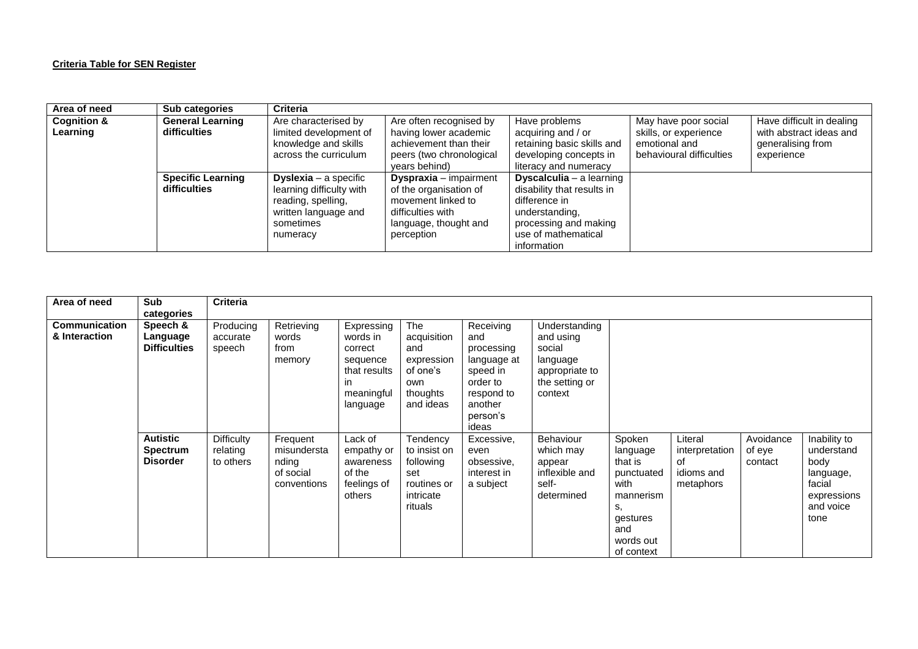**Criteria Table for SEN Register**

| Area of need | Sub categories | Criteria | | | | |
|---|---|---|---|---|---|---|
| **Cognition & Learning** | **General Learning difficulties** | Are characterised by limited development of knowledge and skills across the curriculum | Are often recognised by having lower academic achievement than their peers (two chronological years behind) | Have problems acquiring and / or retaining basic skills and developing concepts in literacy and numeracy | May have poor social skills, or experience emotional and behavioural difficulties | Have difficult in dealing with abstract ideas and generalising from experience |
| | **Specific Learning difficulties** | **Dyslexia** – a specific learning difficulty with reading, spelling, written language and sometimes numeracy | **Dyspraxia** – impairment of the organisation of movement linked to difficulties with language, thought and perception | **Dyscalculia** – a learning disability that results in difference in understanding, processing and making use of mathematical information | | |

| Area of need | Sub categories | Criteria | | | | | | | | | |
|---|---|---|---|---|---|---|---|---|---|---|---|
| **Communication & Interaction** | **Speech & Language Difficulties** | Producing accurate speech | Retrieving words from memory | Expressing words in correct sequence that results in meaningful language | The acquisition and expression of one's own thoughts and ideas | Receiving and processing language at speed in order to respond to another person's ideas | Understanding and using social language appropriate to the setting or context | | | | |
| | **Autistic Spectrum Disorder** | Difficulty relating to others | Frequent misunderstanding of social conventions | Lack of empathy or awareness of the feelings of others | Tendency to insist on following set routines or intricate rituals | Excessive, even obsessive, interest in a subject | Behaviour which may appear inflexible and self-determined | Spoken language that is punctuated with mannerisms, gestures and words out of context | Literal interpretation of idioms and metaphors | Avoidance of eye contact | Inability to understand body language, facial expressions and voice tone |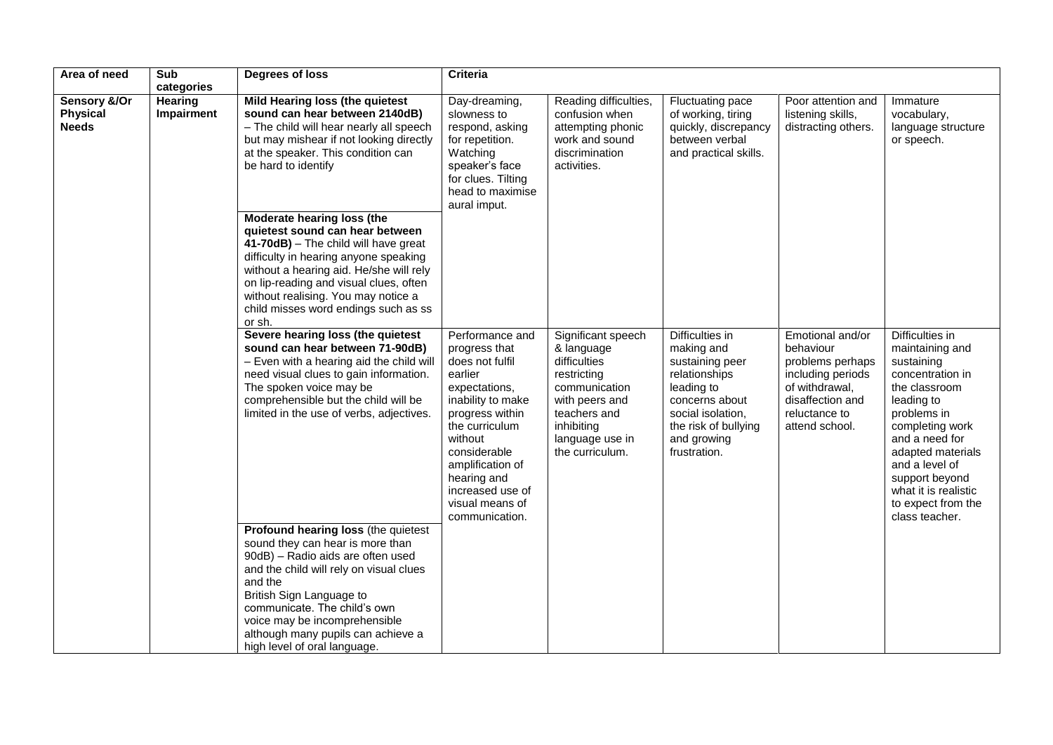| Area of need | Sub categories | Degrees of loss | Criteria | | | | |
|---|---|---|---|---|---|---|---|
| **Sensory &/Or Physical Needs** | **Hearing Impairment** | **Mild Hearing loss (the quietest sound can hear between 2140dB)** – The child will hear nearly all speech but may mishear if not looking directly at the speaker. This condition can be hard to identify | Day-dreaming, slowness to respond, asking for repetition. Watching speaker's face for clues. Tilting head to maximise aural imput. | Reading difficulties, confusion when attempting phonic work and sound discrimination activities. | Fluctuating pace of working, tiring quickly, discrepancy between verbal and practical skills. | Poor attention and listening skills, distracting others. | Immature vocabulary, language structure or speech. |
| | | **Moderate hearing loss (the quietest sound can hear between 41-70dB)** – The child will have great difficulty in hearing anyone speaking without a hearing aid. He/she will rely on lip-reading and visual clues, often without realising. You may notice a child misses word endings such as ss or sh. | | | | | |
| | | **Severe hearing loss (the quietest sound can hear between 71-90dB)** – Even with a hearing aid the child will need visual clues to gain information. The spoken voice may be comprehensible but the child will be limited in the use of verbs, adjectives. | Performance and progress that does not fulfil earlier expectations, inability to make progress within the curriculum without considerable amplification of hearing and increased use of visual means of communication. | Significant speech & language difficulties restricting communication with peers and teachers and inhibiting language use in the curriculum. | Difficulties in making and sustaining peer relationships leading to concerns about social isolation, the risk of bullying and growing frustration. | Emotional and/or behaviour problems perhaps including periods of withdrawal, disaffection and reluctance to attend school. | Difficulties in maintaining and sustaining concentration in the classroom leading to problems in completing work and a need for adapted materials and a level of support beyond what it is realistic to expect from the class teacher. |
| | | **Profound hearing loss** (the quietest sound they can hear is more than 90dB) – Radio aids are often used and the child will rely on visual clues and the British Sign Language to communicate. The child's own voice may be incomprehensible although many pupils can achieve a high level of oral language. | | | | | |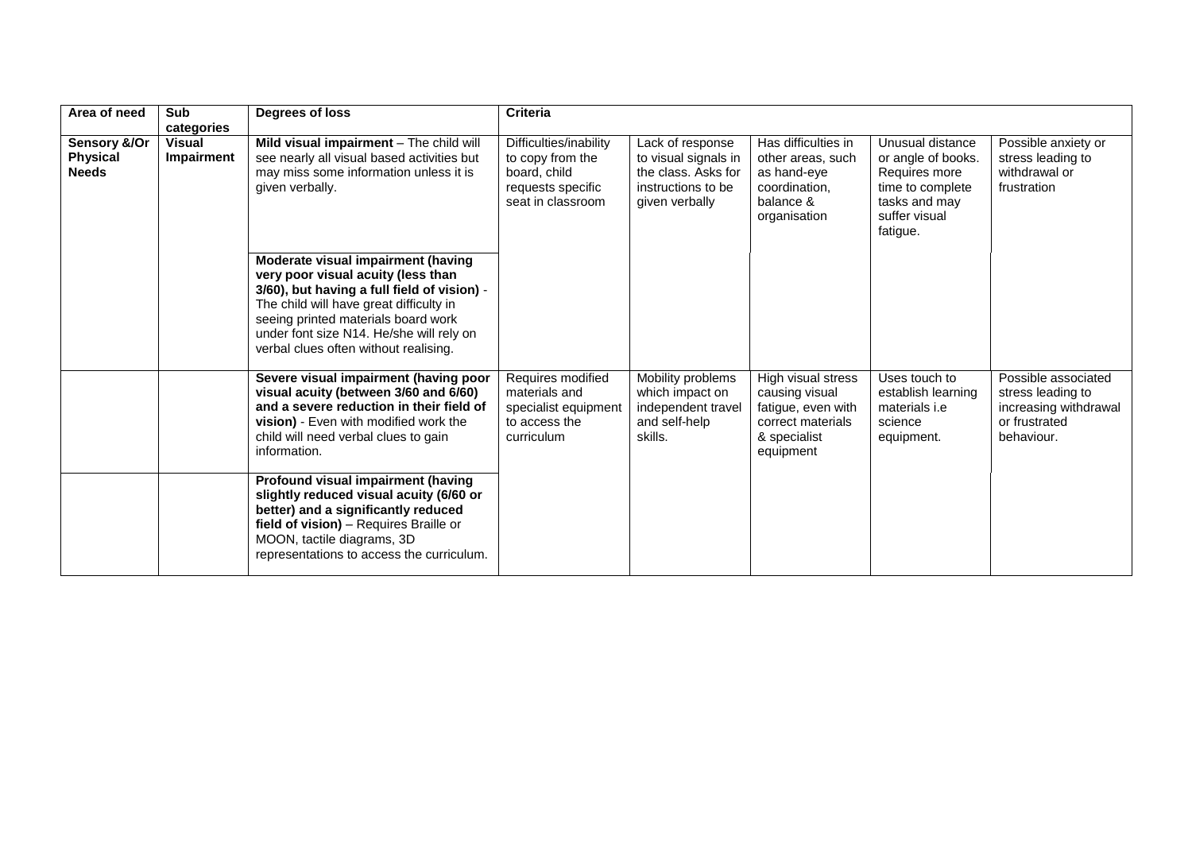| Area of need | Sub categories | Degrees of loss | Criteria | | | | |
|---|---|---|---|---|---|---|---|
| **Sensory &/Or Physical Needs** | **Visual Impairment** | **Mild visual impairment** – The child will see nearly all visual based activities but may miss some information unless it is given verbally. | Difficulties/inability to copy from the board, child requests specific seat in classroom | Lack of response to visual signals in the class. Asks for instructions to be given verbally | Has difficulties in other areas, such as hand-eye coordination, balance & organisation | Unusual distance or angle of books. Requires more time to complete tasks and may suffer visual fatigue. | Possible anxiety or stress leading to withdrawal or frustration |
| | | **Moderate visual impairment (having very poor visual acuity (less than 3/60), but having a full field of vision)** - The child will have great difficulty in seeing printed materials board work under font size N14. He/she will rely on verbal clues often without realising. | | | | | |
| | | **Severe visual impairment (having poor visual acuity (between 3/60 and 6/60) and a severe reduction in their field of vision)** - Even with modified work the child will need verbal clues to gain information. | Requires modified materials and specialist equipment to access the curriculum | Mobility problems which impact on independent travel and self-help skills. | High visual stress causing visual fatigue, even with correct materials & specialist equipment | Uses touch to establish learning materials i.e science equipment. | Possible associated stress leading to increasing withdrawal or frustrated behaviour. |
| | | **Profound visual impairment (having slightly reduced visual acuity (6/60 or better) and a significantly reduced field of vision)** – Requires Braille or MOON, tactile diagrams, 3D representations to access the curriculum. | | | | | |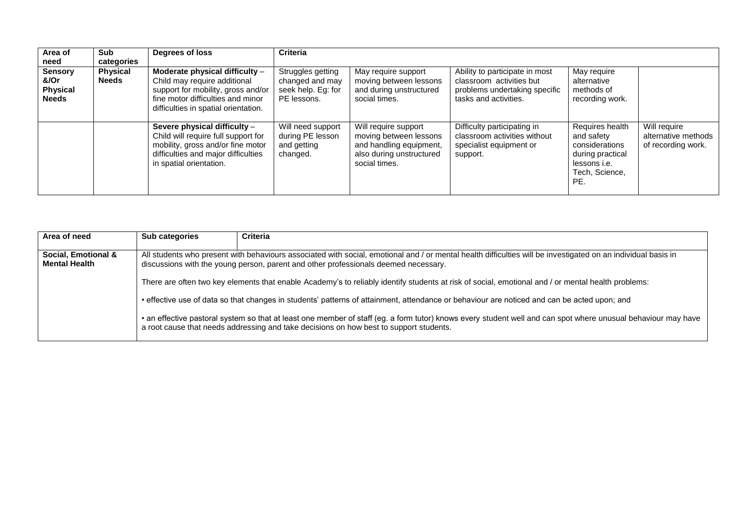| Area of need | Sub categories | Degrees of loss | Criteria | | | | |
|---|---|---|---|---|---|---|---|
| **Sensory &/Or Physical Needs** | **Physical Needs** | **Moderate physical difficulty** – Child may require additional support for mobility, gross and/or fine motor difficulties and minor difficulties in spatial orientation. | Struggles getting changed and may seek help. Eg: for PE lessons. | May require support moving between lessons and during unstructured social times. | Ability to participate in most classroom activities but problems undertaking specific tasks and activities. | May require alternative methods of recording work. | |
| | | **Severe physical difficulty** – Child will require full support for mobility, gross and/or fine motor difficulties and major difficulties in spatial orientation. | Will need support during PE lesson and getting changed. | Will require support moving between lessons and handling equipment, also during unstructured social times. | Difficulty participating in classroom activities without specialist equipment or support. | Requires health and safety considerations during practical lessons i.e. Tech, Science, PE. | Will require alternative methods of recording work. |

| Area of need | Sub categories | Criteria |
|---|---|---|
| **Social, Emotional & Mental Health** | All students who present with behaviours associated with social, emotional and / or mental health difficulties will be investigated on an individual basis in discussions with the young person, parent and other professionals deemed necessary.<br><br>There are often two key elements that enable Academy's to reliably identify students at risk of social, emotional and / or mental health problems:<br><br>• effective use of data so that changes in students' patterns of attainment, attendance or behaviour are noticed and can be acted upon; and<br><br>• an effective pastoral system so that at least one member of staff (eg. a form tutor) knows every student well and can spot where unusual behaviour may have a root cause that needs addressing and take decisions on how best to support students. | |